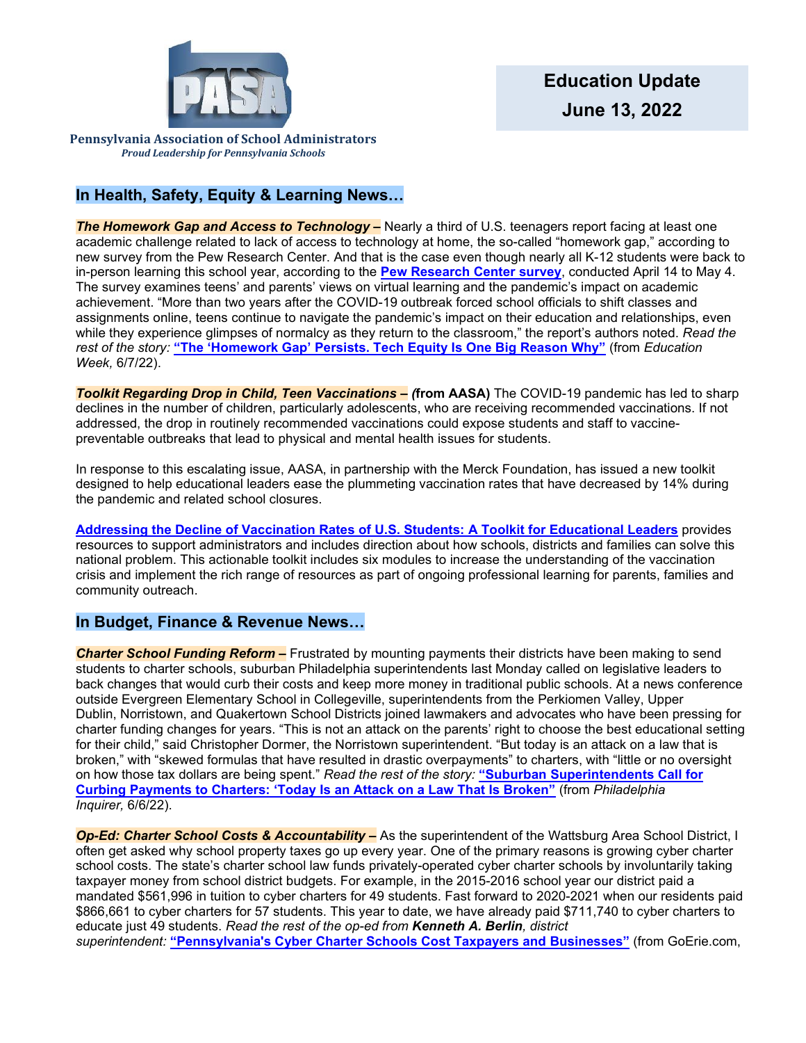Pennsylvania Association of School Administrators
*Proud Leadership for Pennsylvania Schools*

# Education Update
# June 13, 2022

## In Health, Safety, Equity & Learning News…

***The Homework Gap and Access to Technology –*** Nearly a third of U.S. teenagers report facing at least one academic challenge related to lack of access to technology at home, the so-called "homework gap," according to new survey from the Pew Research Center. And that is the case even though nearly all K-12 students were back to in-person learning this school year, according to the **Pew Research Center survey**, conducted April 14 to May 4. The survey examines teens' and parents' views on virtual learning and the pandemic's impact on academic achievement. "More than two years after the COVID-19 outbreak forced school officials to shift classes and assignments online, teens continue to navigate the pandemic's impact on their education and relationships, even while they experience glimpses of normalcy as they return to the classroom," the report's authors noted. *Read the rest of the story:* **"The 'Homework Gap' Persists. Tech Equity Is One Big Reason Why"** (from *Education Week,* 6/7/22).

***Toolkit Regarding Drop in Child, Teen Vaccinations – (*from AASA)** The COVID-19 pandemic has led to sharp declines in the number of children, particularly adolescents, who are receiving recommended vaccinations. If not addressed, the drop in routinely recommended vaccinations could expose students and staff to vaccine-preventable outbreaks that lead to physical and mental health issues for students.

In response to this escalating issue, AASA, in partnership with the Merck Foundation, has issued a new toolkit designed to help educational leaders ease the plummeting vaccination rates that have decreased by 14% during the pandemic and related school closures.

**Addressing the Decline of Vaccination Rates of U.S. Students: A Toolkit for Educational Leaders** provides resources to support administrators and includes direction about how schools, districts and families can solve this national problem. This actionable toolkit includes six modules to increase the understanding of the vaccination crisis and implement the rich range of resources as part of ongoing professional learning for parents, families and community outreach.

## In Budget, Finance & Revenue News…

***Charter School Funding Reform –*** Frustrated by mounting payments their districts have been making to send students to charter schools, suburban Philadelphia superintendents last Monday called on legislative leaders to back changes that would curb their costs and keep more money in traditional public schools. At a news conference outside Evergreen Elementary School in Collegeville, superintendents from the Perkiomen Valley, Upper Dublin, Norristown, and Quakertown School Districts joined lawmakers and advocates who have been pressing for charter funding changes for years. "This is not an attack on the parents' right to choose the best educational setting for their child," said Christopher Dormer, the Norristown superintendent. "But today is an attack on a law that is broken," with "skewed formulas that have resulted in drastic overpayments" to charters, with "little or no oversight on how those tax dollars are being spent." *Read the rest of the story:* **"Suburban Superintendents Call for Curbing Payments to Charters: 'Today Is an Attack on a Law That Is Broken"** (from *Philadelphia Inquirer,* 6/6/22).

***Op-Ed: Charter School Costs & Accountability –*** As the superintendent of the Wattsburg Area School District, I often get asked why school property taxes go up every year. One of the primary reasons is growing cyber charter school costs. The state's charter school law funds privately-operated cyber charter schools by involuntarily taking taxpayer money from school district budgets. For example, in the 2015-2016 school year our district paid a mandated $561,996 in tuition to cyber charters for 49 students. Fast forward to 2020-2021 when our residents paid $866,661 to cyber charters for 57 students. This year to date, we have already paid $711,740 to cyber charters to educate just 49 students. *Read the rest of the op-ed from **Kenneth A. Berlin**, district superintendent:* **"Pennsylvania's Cyber Charter Schools Cost Taxpayers and Businesses"** (from GoErie.com,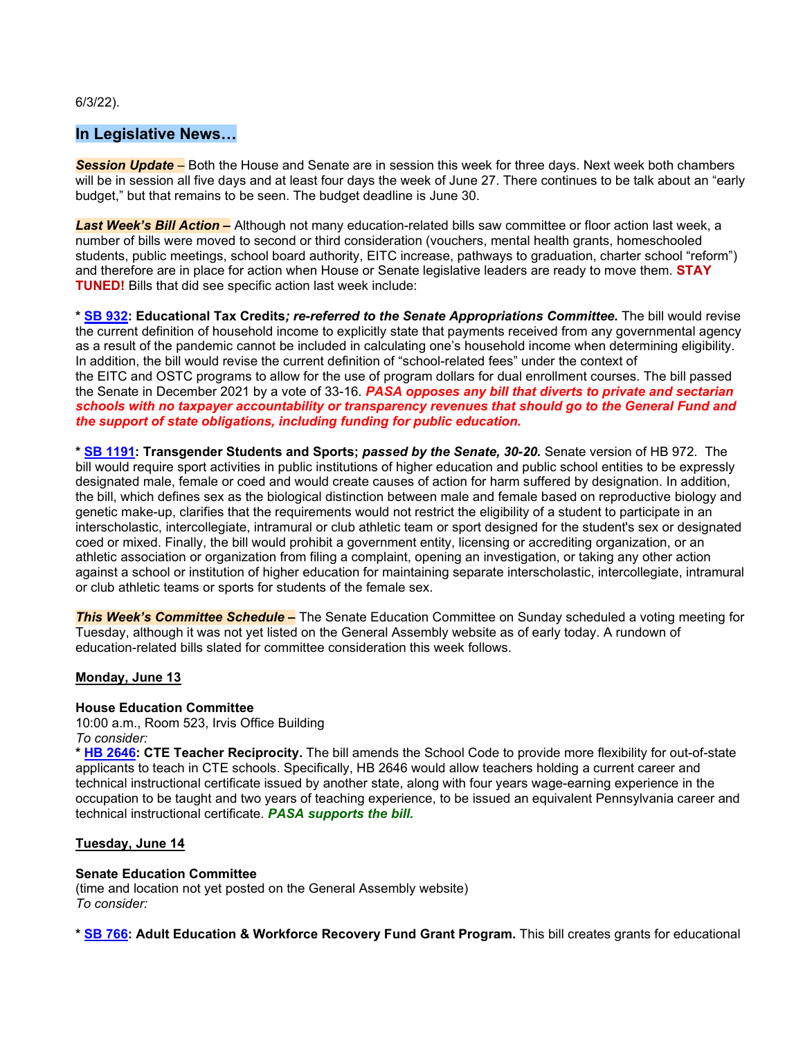6/3/22).

## In Legislative News…

***Session Update*** – Both the House and Senate are in session this week for three days. Next week both chambers will be in session all five days and at least four days the week of June 27. There continues to be talk about an "early budget," but that remains to be seen. The budget deadline is June 30.

***Last Week's Bill Action –*** Although not many education-related bills saw committee or floor action last week, a number of bills were moved to second or third consideration (vouchers, mental health grants, homeschooled students, public meetings, school board authority, EITC increase, pathways to graduation, charter school "reform") and therefore are in place for action when House or Senate legislative leaders are ready to move them. **STAY TUNED!** Bills that did see specific action last week include:

**\* SB 932: Educational Tax Credits*; re-referred to the Senate Appropriations Committee.*** The bill would revise the current definition of household income to explicitly state that payments received from any governmental agency as a result of the pandemic cannot be included in calculating one's household income when determining eligibility. In addition, the bill would revise the current definition of "school-related fees" under the context of the EITC and OSTC programs to allow for the use of program dollars for dual enrollment courses. The bill passed the Senate in December 2021 by a vote of 33-16. ***PASA opposes any bill that diverts to private and sectarian schools with no taxpayer accountability or transparency revenues that should go to the General Fund and the support of state obligations, including funding for public education.***

**\* SB 1191: Transgender Students and Sports; *passed by the Senate, 30-20.*** Senate version of HB 972. The bill would require sport activities in public institutions of higher education and public school entities to be expressly designated male, female or coed and would create causes of action for harm suffered by designation. In addition, the bill, which defines sex as the biological distinction between male and female based on reproductive biology and genetic make-up, clarifies that the requirements would not restrict the eligibility of a student to participate in an interscholastic, intercollegiate, intramural or club athletic team or sport designed for the student's sex or designated coed or mixed. Finally, the bill would prohibit a government entity, licensing or accrediting organization, or an athletic association or organization from filing a complaint, opening an investigation, or taking any other action against a school or institution of higher education for maintaining separate interscholastic, intercollegiate, intramural or club athletic teams or sports for students of the female sex.

***This Week's Committee Schedule –*** The Senate Education Committee on Sunday scheduled a voting meeting for Tuesday, although it was not yet listed on the General Assembly website as of early today. A rundown of education-related bills slated for committee consideration this week follows.

**Monday, June 13**

**House Education Committee**
10:00 a.m., Room 523, Irvis Office Building
*To consider:*
**\* HB 2646: CTE Teacher Reciprocity.** The bill amends the School Code to provide more flexibility for out-of-state applicants to teach in CTE schools. Specifically, HB 2646 would allow teachers holding a current career and technical instructional certificate issued by another state, along with four years wage-earning experience in the occupation to be taught and two years of teaching experience, to be issued an equivalent Pennsylvania career and technical instructional certificate. ***PASA supports the bill.***

**Tuesday, June 14**

**Senate Education Committee**
(time and location not yet posted on the General Assembly website)
*To consider:*

**\* SB 766: Adult Education & Workforce Recovery Fund Grant Program.** This bill creates grants for educational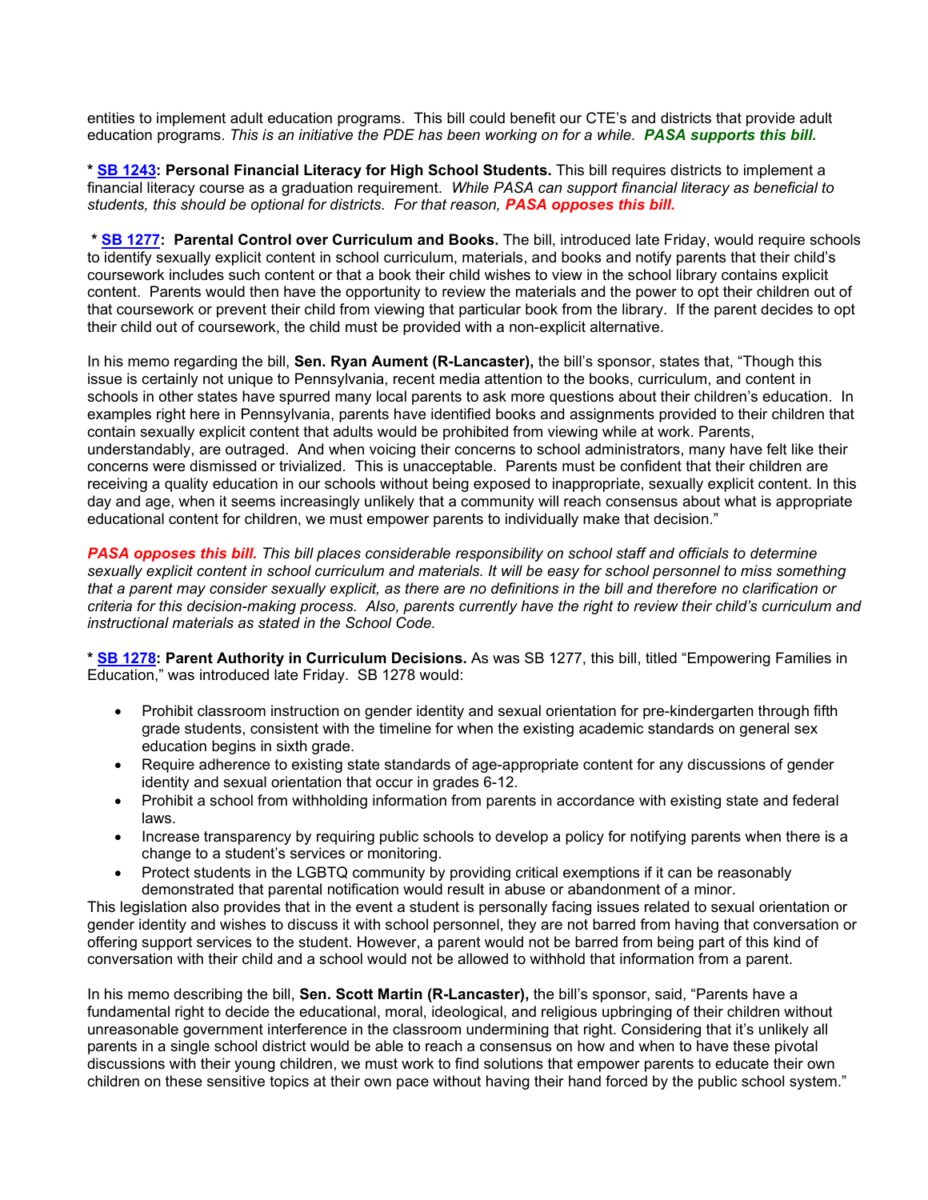entities to implement adult education programs. This bill could benefit our CTE's and districts that provide adult education programs. *This is an initiative the PDE has been working on for a while.* ***PASA supports this bill.***

**\* SB 1243: Personal Financial Literacy for High School Students.** This bill requires districts to implement a financial literacy course as a graduation requirement. *While PASA can support financial literacy as beneficial to students, this should be optional for districts. For that reason,* ***PASA opposes this bill.***

**\* SB 1277: Parental Control over Curriculum and Books.** The bill, introduced late Friday, would require schools to identify sexually explicit content in school curriculum, materials, and books and notify parents that their child's coursework includes such content or that a book their child wishes to view in the school library contains explicit content. Parents would then have the opportunity to review the materials and the power to opt their children out of that coursework or prevent their child from viewing that particular book from the library. If the parent decides to opt their child out of coursework, the child must be provided with a non-explicit alternative.

In his memo regarding the bill, **Sen. Ryan Aument (R-Lancaster),** the bill's sponsor, states that, "Though this issue is certainly not unique to Pennsylvania, recent media attention to the books, curriculum, and content in schools in other states have spurred many local parents to ask more questions about their children's education. In examples right here in Pennsylvania, parents have identified books and assignments provided to their children that contain sexually explicit content that adults would be prohibited from viewing while at work. Parents, understandably, are outraged. And when voicing their concerns to school administrators, many have felt like their concerns were dismissed or trivialized. This is unacceptable. Parents must be confident that their children are receiving a quality education in our schools without being exposed to inappropriate, sexually explicit content. In this day and age, when it seems increasingly unlikely that a community will reach consensus about what is appropriate educational content for children, we must empower parents to individually make that decision."

***PASA opposes this bill.*** *This bill places considerable responsibility on school staff and officials to determine sexually explicit content in school curriculum and materials. It will be easy for school personnel to miss something that a parent may consider sexually explicit, as there are no definitions in the bill and therefore no clarification or criteria for this decision-making process. Also, parents currently have the right to review their child's curriculum and instructional materials as stated in the School Code.*

**\* SB 1278: Parent Authority in Curriculum Decisions.** As was SB 1277, this bill, titled "Empowering Families in Education," was introduced late Friday. SB 1278 would:

- Prohibit classroom instruction on gender identity and sexual orientation for pre-kindergarten through fifth grade students, consistent with the timeline for when the existing academic standards on general sex education begins in sixth grade.
- Require adherence to existing state standards of age-appropriate content for any discussions of gender identity and sexual orientation that occur in grades 6-12.
- Prohibit a school from withholding information from parents in accordance with existing state and federal laws.
- Increase transparency by requiring public schools to develop a policy for notifying parents when there is a change to a student's services or monitoring.
- Protect students in the LGBTQ community by providing critical exemptions if it can be reasonably demonstrated that parental notification would result in abuse or abandonment of a minor.

This legislation also provides that in the event a student is personally facing issues related to sexual orientation or gender identity and wishes to discuss it with school personnel, they are not barred from having that conversation or offering support services to the student. However, a parent would not be barred from being part of this kind of conversation with their child and a school would not be allowed to withhold that information from a parent.

In his memo describing the bill, **Sen. Scott Martin (R-Lancaster),** the bill's sponsor, said, "Parents have a fundamental right to decide the educational, moral, ideological, and religious upbringing of their children without unreasonable government interference in the classroom undermining that right. Considering that it's unlikely all parents in a single school district would be able to reach a consensus on how and when to have these pivotal discussions with their young children, we must work to find solutions that empower parents to educate their own children on these sensitive topics at their own pace without having their hand forced by the public school system."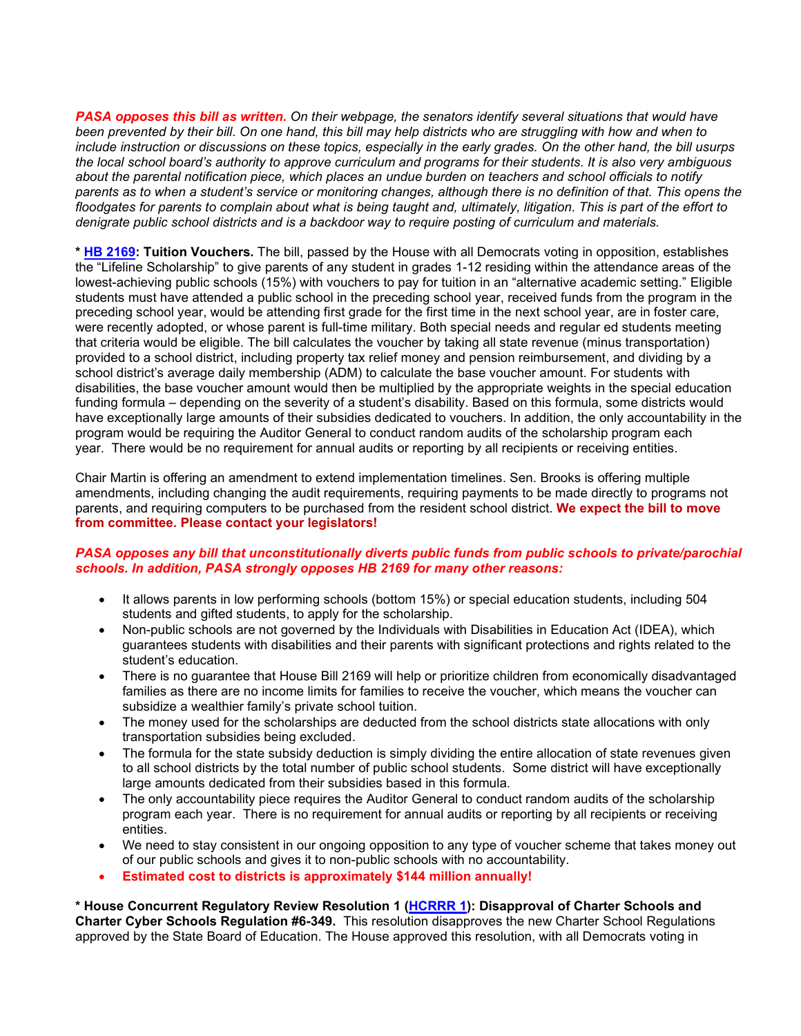***PASA opposes this bill as written.*** *On their webpage, the senators identify several situations that would have been prevented by their bill. On one hand, this bill may help districts who are struggling with how and when to include instruction or discussions on these topics, especially in the early grades. On the other hand, the bill usurps the local school board's authority to approve curriculum and programs for their students. It is also very ambiguous about the parental notification piece, which places an undue burden on teachers and school officials to notify parents as to when a student's service or monitoring changes, although there is no definition of that. This opens the floodgates for parents to complain about what is being taught and, ultimately, litigation. This is part of the effort to denigrate public school districts and is a backdoor way to require posting of curriculum and materials.*

**\* HB 2169: Tuition Vouchers.** The bill, passed by the House with all Democrats voting in opposition, establishes the "Lifeline Scholarship" to give parents of any student in grades 1-12 residing within the attendance areas of the lowest-achieving public schools (15%) with vouchers to pay for tuition in an "alternative academic setting." Eligible students must have attended a public school in the preceding school year, received funds from the program in the preceding school year, would be attending first grade for the first time in the next school year, are in foster care, were recently adopted, or whose parent is full-time military. Both special needs and regular ed students meeting that criteria would be eligible. The bill calculates the voucher by taking all state revenue (minus transportation) provided to a school district, including property tax relief money and pension reimbursement, and dividing by a school district's average daily membership (ADM) to calculate the base voucher amount. For students with disabilities, the base voucher amount would then be multiplied by the appropriate weights in the special education funding formula – depending on the severity of a student's disability. Based on this formula, some districts would have exceptionally large amounts of their subsidies dedicated to vouchers. In addition, the only accountability in the program would be requiring the Auditor General to conduct random audits of the scholarship program each year. There would be no requirement for annual audits or reporting by all recipients or receiving entities.

Chair Martin is offering an amendment to extend implementation timelines. Sen. Brooks is offering multiple amendments, including changing the audit requirements, requiring payments to be made directly to programs not parents, and requiring computers to be purchased from the resident school district. **We expect the bill to move from committee. Please contact your legislators!**

***PASA opposes any bill that unconstitutionally diverts public funds from public schools to private/parochial schools. In addition, PASA strongly opposes HB 2169 for many other reasons:***

- It allows parents in low performing schools (bottom 15%) or special education students, including 504 students and gifted students, to apply for the scholarship.
- Non-public schools are not governed by the Individuals with Disabilities in Education Act (IDEA), which guarantees students with disabilities and their parents with significant protections and rights related to the student's education.
- There is no guarantee that House Bill 2169 will help or prioritize children from economically disadvantaged families as there are no income limits for families to receive the voucher, which means the voucher can subsidize a wealthier family's private school tuition.
- The money used for the scholarships are deducted from the school districts state allocations with only transportation subsidies being excluded.
- The formula for the state subsidy deduction is simply dividing the entire allocation of state revenues given to all school districts by the total number of public school students. Some district will have exceptionally large amounts dedicated from their subsidies based in this formula.
- The only accountability piece requires the Auditor General to conduct random audits of the scholarship program each year. There is no requirement for annual audits or reporting by all recipients or receiving entities.
- We need to stay consistent in our ongoing opposition to any type of voucher scheme that takes money out of our public schools and gives it to non-public schools with no accountability.
- **Estimated cost to districts is approximately $144 million annually!**

**\* House Concurrent Regulatory Review Resolution 1 (HCRRR 1): Disapproval of Charter Schools and Charter Cyber Schools Regulation #6-349.** This resolution disapproves the new Charter School Regulations approved by the State Board of Education. The House approved this resolution, with all Democrats voting in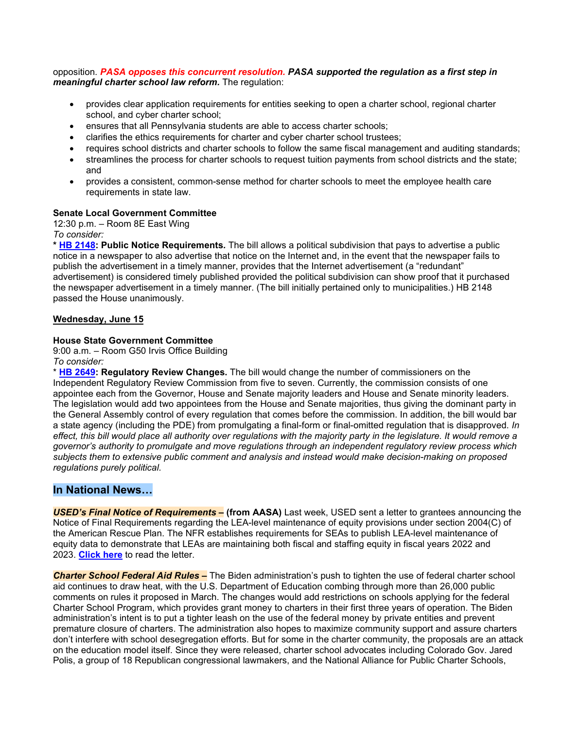opposition. ***PASA opposes this concurrent resolution. PASA supported the regulation as a first step in meaningful charter school law reform.*** The regulation:

- provides clear application requirements for entities seeking to open a charter school, regional charter school, and cyber charter school;
- ensures that all Pennsylvania students are able to access charter schools;
- clarifies the ethics requirements for charter and cyber charter school trustees;
- requires school districts and charter schools to follow the same fiscal management and auditing standards;
- streamlines the process for charter schools to request tuition payments from school districts and the state; and
- provides a consistent, common-sense method for charter schools to meet the employee health care requirements in state law.

**Senate Local Government Committee**
12:30 p.m. – Room 8E East Wing
*To consider:*
* **HB 2148: Public Notice Requirements.** The bill allows a political subdivision that pays to advertise a public notice in a newspaper to also advertise that notice on the Internet and, in the event that the newspaper fails to publish the advertisement in a timely manner, provides that the Internet advertisement (a "redundant" advertisement) is considered timely published provided the political subdivision can show proof that it purchased the newspaper advertisement in a timely manner. (The bill initially pertained only to municipalities.) HB 2148 passed the House unanimously.

**Wednesday, June 15**

**House State Government Committee**
9:00 a.m. – Room G50 Irvis Office Building
*To consider:*
* **HB 2649: Regulatory Review Changes.** The bill would change the number of commissioners on the Independent Regulatory Review Commission from five to seven. Currently, the commission consists of one appointee each from the Governor, House and Senate majority leaders and House and Senate minority leaders. The legislation would add two appointees from the House and Senate majorities, thus giving the dominant party in the General Assembly control of every regulation that comes before the commission. In addition, the bill would bar a state agency (including the PDE) from promulgating a final-form or final-omitted regulation that is disapproved. *In effect, this bill would place all authority over regulations with the majority party in the legislature. It would remove a governor's authority to promulgate and move regulations through an independent regulatory review process which subjects them to extensive public comment and analysis and instead would make decision-making on proposed regulations purely political.*

## In National News…

***USED's Final Notice of Requirements –*** **(from AASA)** Last week, USED sent a letter to grantees announcing the Notice of Final Requirements regarding the LEA-level maintenance of equity provisions under section 2004(C) of the American Rescue Plan. The NFR establishes requirements for SEAs to publish LEA-level maintenance of equity data to demonstrate that LEAs are maintaining both fiscal and staffing equity in fiscal years 2022 and 2023. **Click here** to read the letter.

***Charter School Federal Aid Rules –*** The Biden administration's push to tighten the use of federal charter school aid continues to draw heat, with the U.S. Department of Education combing through more than 26,000 public comments on rules it proposed in March. The changes would add restrictions on schools applying for the federal Charter School Program, which provides grant money to charters in their first three years of operation. The Biden administration's intent is to put a tighter leash on the use of the federal money by private entities and prevent premature closure of charters. The administration also hopes to maximize community support and assure charters don't interfere with school desegregation efforts. But for some in the charter community, the proposals are an attack on the education model itself. Since they were released, charter school advocates including Colorado Gov. Jared Polis, a group of 18 Republican congressional lawmakers, and the National Alliance for Public Charter Schools,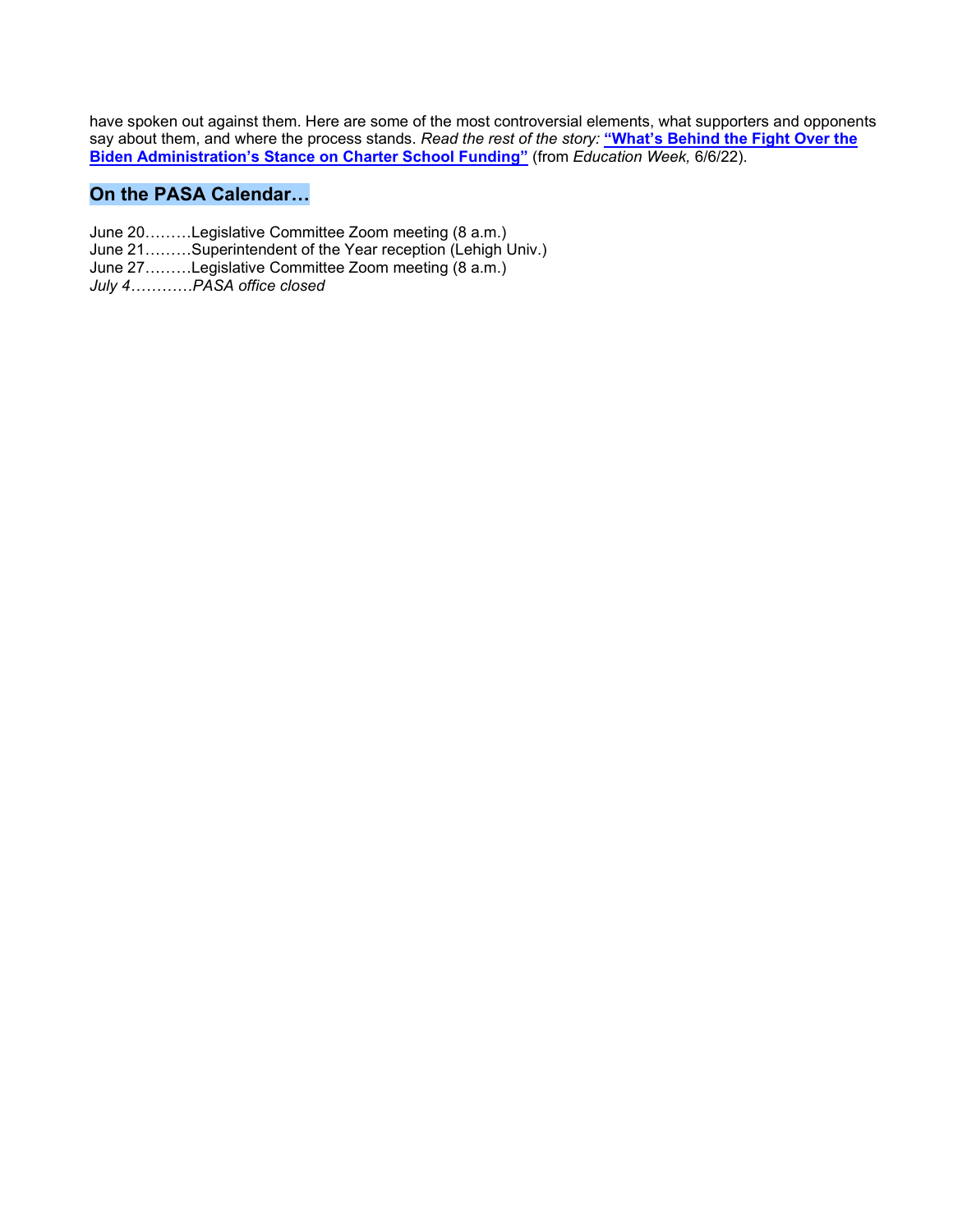have spoken out against them. Here are some of the most controversial elements, what supporters and opponents say about them, and where the process stands. *Read the rest of the story:* **"What's Behind the Fight Over the Biden Administration's Stance on Charter School Funding"** (from *Education Week,* 6/6/22).

## On the PASA Calendar…

June 20………Legislative Committee Zoom meeting (8 a.m.)
June 21………Superintendent of the Year reception (Lehigh Univ.)
June 27………Legislative Committee Zoom meeting (8 a.m.)
*July 4…………PASA office closed*